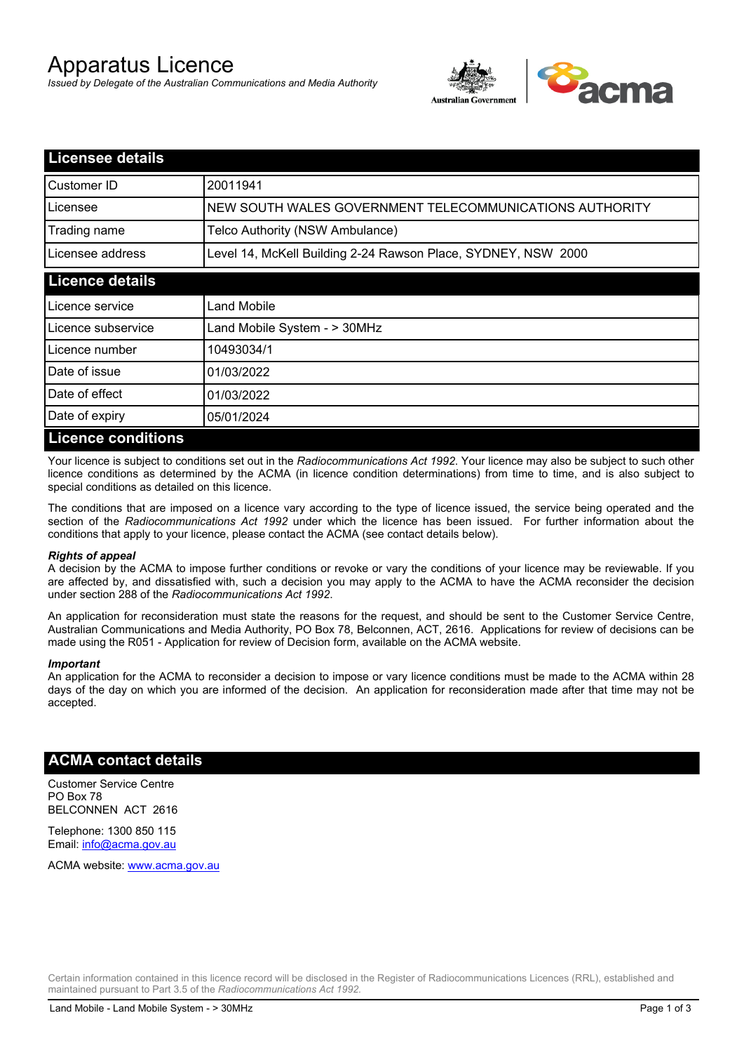# Apparatus Licence

*Issued by Delegate of the Australian Communications and Media Authority*

## Licensee details

| | |
|---|---|
| Customer ID | 20011941 |
| Licensee | NEW SOUTH WALES GOVERNMENT TELECOMMUNICATIONS AUTHORITY |
| Trading name | Telco Authority (NSW Ambulance) |
| Licensee address | Level 14, McKell Building 2-24 Rawson Place, SYDNEY, NSW 2000 |

## Licence details

| | |
|---|---|
| Licence service | Land Mobile |
| Licence subservice | Land Mobile System - > 30MHz |
| Licence number | 10493034/1 |
| Date of issue | 01/03/2022 |
| Date of effect | 01/03/2022 |
| Date of expiry | 05/01/2024 |

## Licence conditions

Your licence is subject to conditions set out in the *Radiocommunications Act 1992*. Your licence may also be subject to such other licence conditions as determined by the ACMA (in licence condition determinations) from time to time, and is also subject to special conditions as detailed on this licence.

The conditions that are imposed on a licence vary according to the type of licence issued, the service being operated and the section of the *Radiocommunications Act 1992* under which the licence has been issued. For further information about the conditions that apply to your licence, please contact the ACMA (see contact details below).

***Rights of appeal***

A decision by the ACMA to impose further conditions or revoke or vary the conditions of your licence may be reviewable. If you are affected by, and dissatisfied with, such a decision you may apply to the ACMA to have the ACMA reconsider the decision under section 288 of the *Radiocommunications Act 1992*.

An application for reconsideration must state the reasons for the request, and should be sent to the Customer Service Centre, Australian Communications and Media Authority, PO Box 78, Belconnen, ACT, 2616. Applications for review of decisions can be made using the R051 - Application for review of Decision form, available on the ACMA website.

***Important***

An application for the ACMA to reconsider a decision to impose or vary licence conditions must be made to the ACMA within 28 days of the day on which you are informed of the decision. An application for reconsideration made after that time may not be accepted.

## ACMA contact details

Customer Service Centre
PO Box 78
BELCONNEN ACT 2616

Telephone: 1300 850 115
Email: info@acma.gov.au

ACMA website: www.acma.gov.au

Certain information contained in this licence record will be disclosed in the Register of Radiocommunications Licences (RRL), established and maintained pursuant to Part 3.5 of the *Radiocommunications Act 1992.*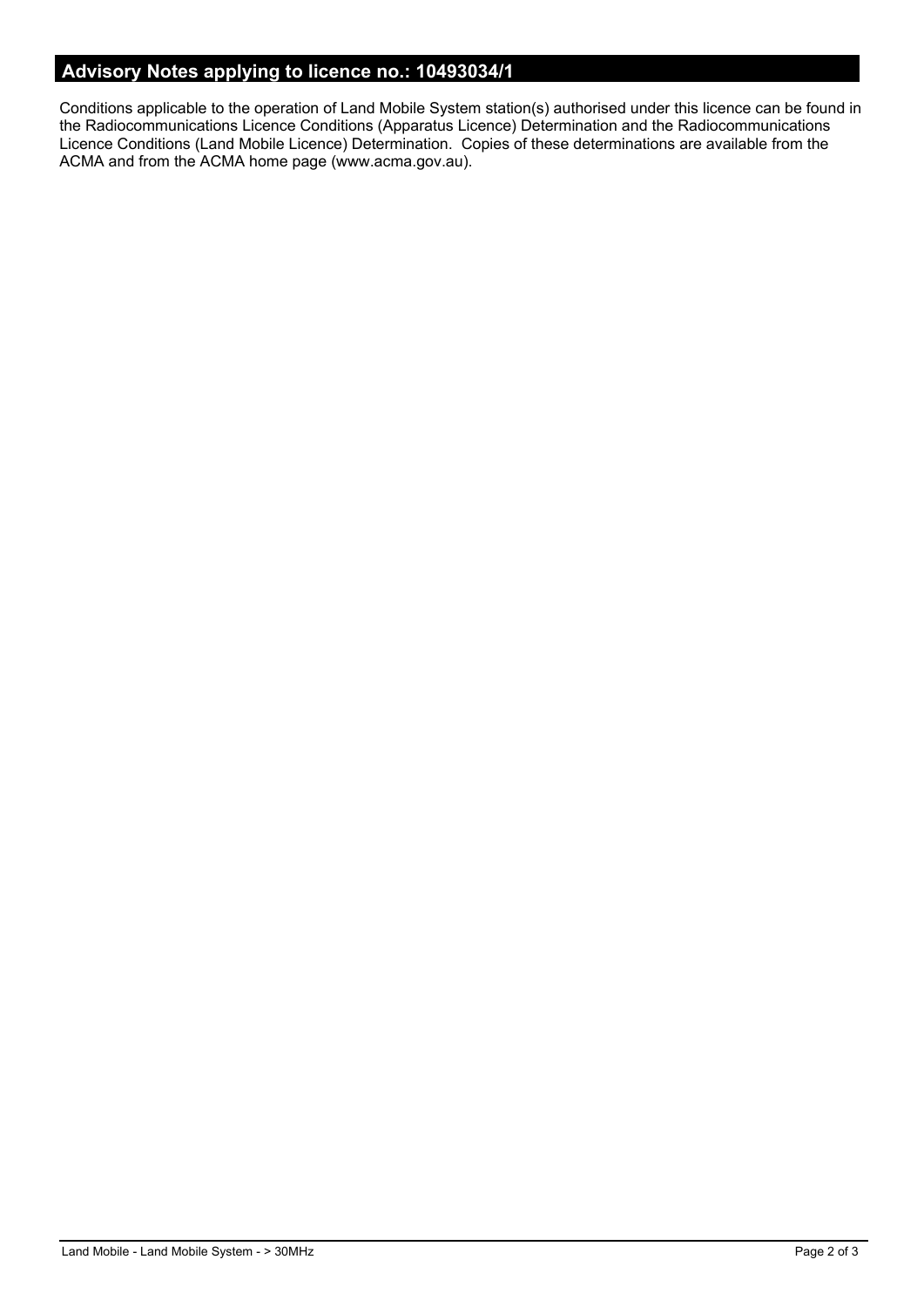## Advisory Notes applying to licence no.: 10493034/1

Conditions applicable to the operation of Land Mobile System station(s) authorised under this licence can be found in the Radiocommunications Licence Conditions (Apparatus Licence) Determination and the Radiocommunications Licence Conditions (Land Mobile Licence) Determination. Copies of these determinations are available from the ACMA and from the ACMA home page (www.acma.gov.au).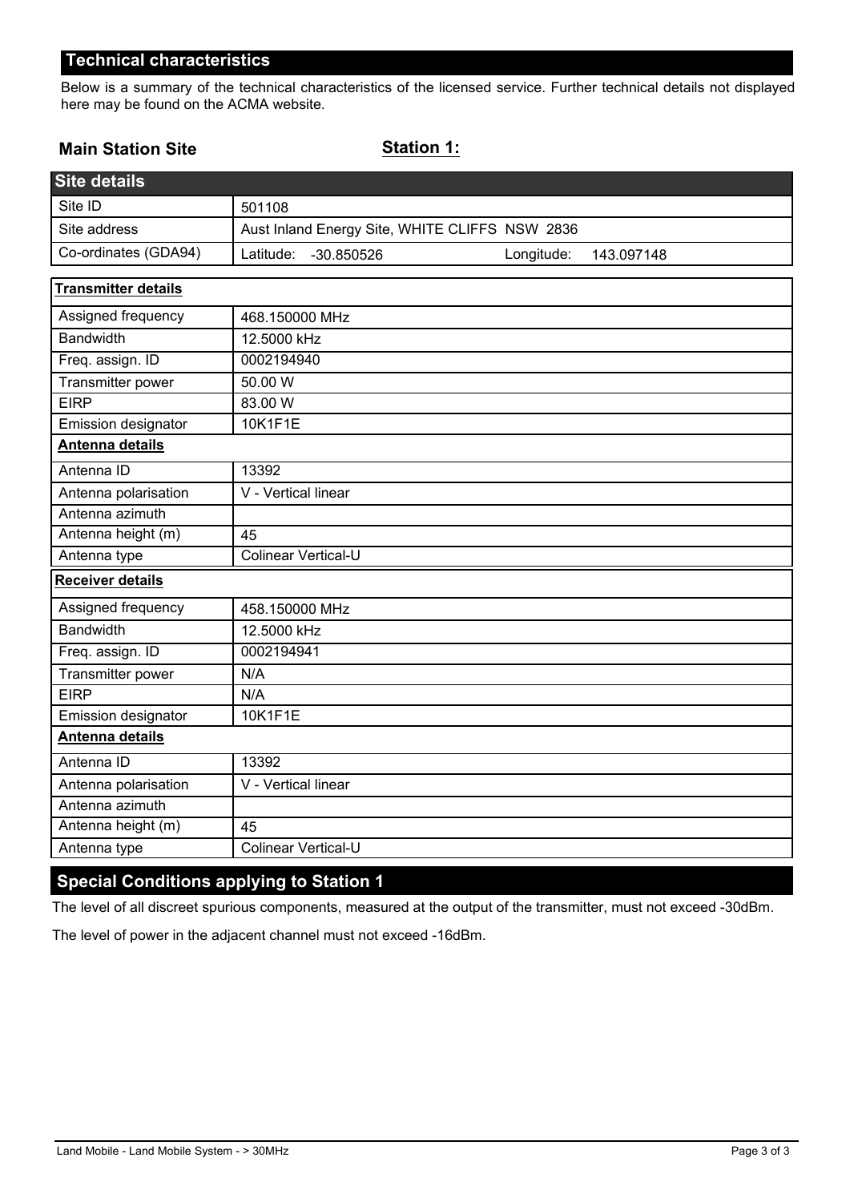## Technical characteristics

Below is a summary of the technical characteristics of the licensed service. Further technical details not displayed here may be found on the ACMA website.

**Main Station Site** **Station 1:**

| Site details | | | |
|---|---|---|---|
| Site ID | 501108 | | |
| Site address | Aust Inland Energy Site, WHITE CLIFFS NSW 2836 | | |
| Co-ordinates (GDA94) | Latitude: -30.850526 | Longitude: | 143.097148 |

| **Transmitter details** | |
|---|---|
| Assigned frequency | 468.150000 MHz |
| Bandwidth | 12.5000 kHz |
| Freq. assign. ID | 0002194940 |
| Transmitter power | 50.00 W |
| EIRP | 83.00 W |
| Emission designator | 10K1F1E |
| **Antenna details** | |
| Antenna ID | 13392 |
| Antenna polarisation | V - Vertical linear |
| Antenna azimuth | |
| Antenna height (m) | 45 |
| Antenna type | Colinear Vertical-U |
| **Receiver details** | |
| Assigned frequency | 458.150000 MHz |
| Bandwidth | 12.5000 kHz |
| Freq. assign. ID | 0002194941 |
| Transmitter power | N/A |
| EIRP | N/A |
| Emission designator | 10K1F1E |
| **Antenna details** | |
| Antenna ID | 13392 |
| Antenna polarisation | V - Vertical linear |
| Antenna azimuth | |
| Antenna height (m) | 45 |
| Antenna type | Colinear Vertical-U |

## Special Conditions applying to Station 1

The level of all discreet spurious components, measured at the output of the transmitter, must not exceed -30dBm.

The level of power in the adjacent channel must not exceed -16dBm.